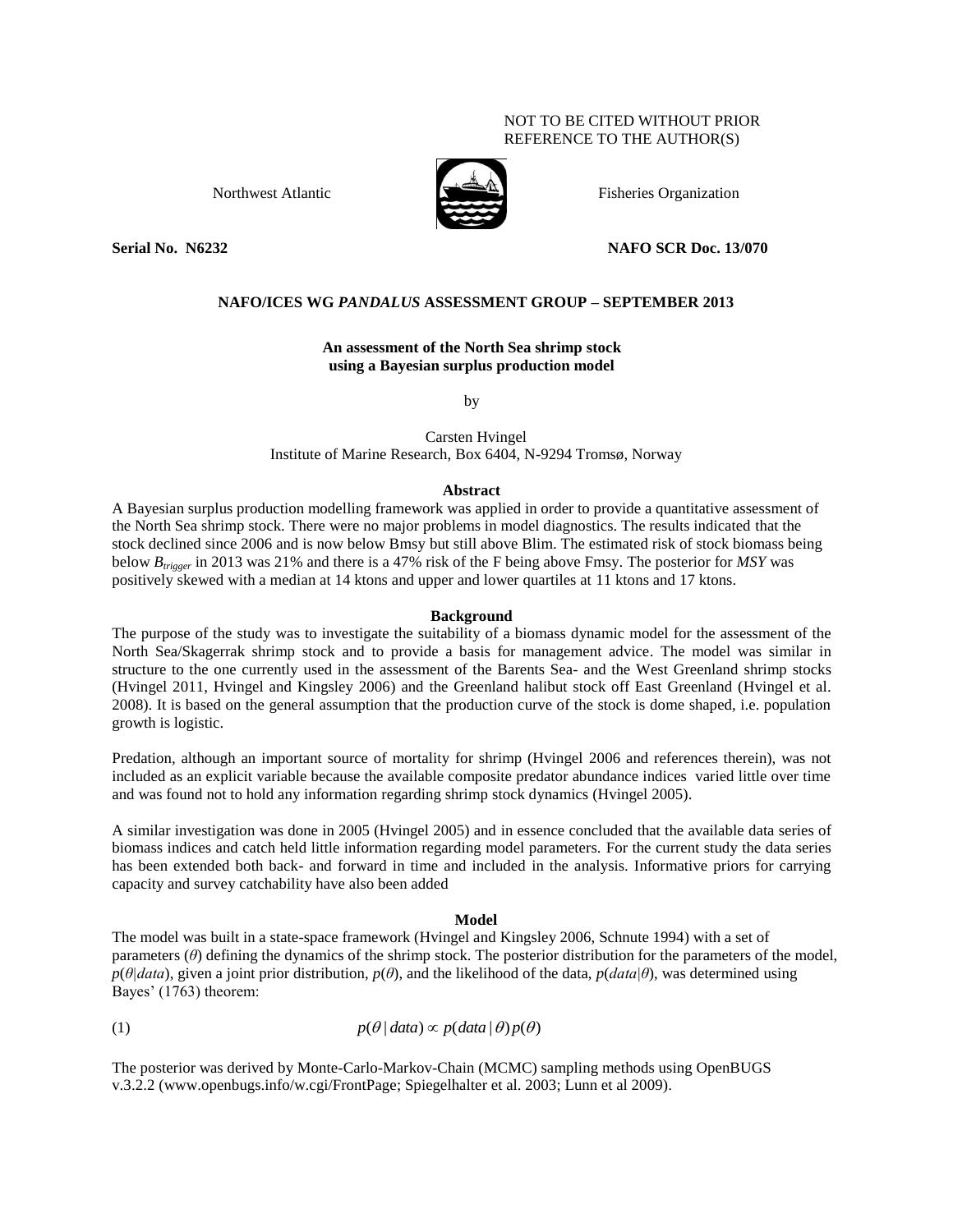NOT TO BE CITED WITHOUT PRIOR REFERENCE TO THE AUTHOR(S)

Northwest Atlantic Fisheries Organization

**Serial No. N6232** **NAFO SCR Doc. 13/070**

**NAFO/ICES WG *PANDALUS* ASSESSMENT GROUP – SEPTEMBER 2013**

# An assessment of the North Sea shrimp stock using a Bayesian surplus production model

by

Carsten Hvingel
Institute of Marine Research, Box 6404, N-9294 Tromsø, Norway

## Abstract

A Bayesian surplus production modelling framework was applied in order to provide a quantitative assessment of the North Sea shrimp stock. There were no major problems in model diagnostics. The results indicated that the stock declined since 2006 and is now below Bmsy but still above Blim. The estimated risk of stock biomass being below $B_{trigger}$ in 2013 was 21% and there is a 47% risk of the F being above Fmsy. The posterior for *MSY* was positively skewed with a median at 14 ktons and upper and lower quartiles at 11 ktons and 17 ktons.

## Background

The purpose of the study was to investigate the suitability of a biomass dynamic model for the assessment of the North Sea/Skagerrak shrimp stock and to provide a basis for management advice. The model was similar in structure to the one currently used in the assessment of the Barents Sea- and the West Greenland shrimp stocks (Hvingel 2011, Hvingel and Kingsley 2006) and the Greenland halibut stock off East Greenland (Hvingel et al. 2008). It is based on the general assumption that the production curve of the stock is dome shaped, i.e. population growth is logistic.

Predation, although an important source of mortality for shrimp (Hvingel 2006 and references therein), was not included as an explicit variable because the available composite predator abundance indices varied little over time and was found not to hold any information regarding shrimp stock dynamics (Hvingel 2005).

A similar investigation was done in 2005 (Hvingel 2005) and in essence concluded that the available data series of biomass indices and catch held little information regarding model parameters. For the current study the data series has been extended both back- and forward in time and included in the analysis. Informative priors for carrying capacity and survey catchability have also been added

## Model

The model was built in a state-space framework (Hvingel and Kingsley 2006, Schnute 1994) with a set of parameters ($\theta$) defining the dynamics of the shrimp stock. The posterior distribution for the parameters of the model, $p(\theta|data)$, given a joint prior distribution, $p(\theta)$, and the likelihood of the data, $p(data|\theta)$, was determined using Bayes' (1763) theorem:

$$(1) \qquad p(\theta \mid data) \propto p(data \mid \theta)\, p(\theta)$$

The posterior was derived by Monte-Carlo-Markov-Chain (MCMC) sampling methods using OpenBUGS v.3.2.2 (www.openbugs.info/w.cgi/FrontPage; Spiegelhalter et al. 2003; Lunn et al 2009).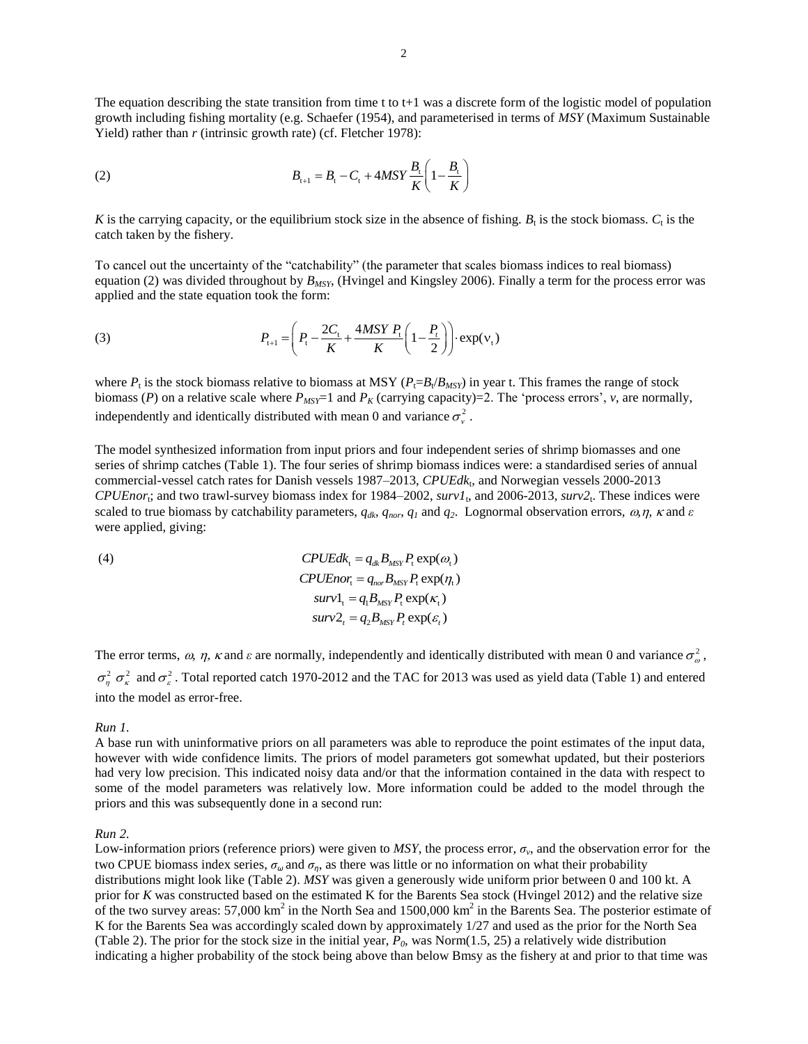The equation describing the state transition from time t to t+1 was a discrete form of the logistic model of population growth including fishing mortality (e.g. Schaefer (1954), and parameterised in terms of *MSY* (Maximum Sustainable Yield) rather than *r* (intrinsic growth rate) (cf. Fletcher 1978):

$$B_{t+1} = B_t - C_t + 4MSY\frac{B_t}{K}\left(1 - \frac{B_t}{K}\right) \tag{2}$$

*K* is the carrying capacity, or the equilibrium stock size in the absence of fishing. $B_t$ is the stock biomass. $C_t$ is the catch taken by the fishery.

To cancel out the uncertainty of the "catchability" (the parameter that scales biomass indices to real biomass) equation (2) was divided throughout by $B_{MSY}$, (Hvingel and Kingsley 2006). Finally a term for the process error was applied and the state equation took the form:

$$P_{t+1} = \left(P_t - \frac{2C_t}{K} + \frac{4MSY\ P_t}{K}\left(1 - \frac{P_t}{2}\right)\right)\cdot \exp(\nu_t) \tag{3}$$

where $P_t$ is the stock biomass relative to biomass at MSY ($P_t$=$B_t$/$B_{MSY}$) in year t. This frames the range of stock biomass (*P*) on a relative scale where $P_{MSY}$=1 and $P_K$ (carrying capacity)=2. The 'process errors', *v*, are normally, independently and identically distributed with mean 0 and variance $\sigma_v^2$.

The model synthesized information from input priors and four independent series of shrimp biomasses and one series of shrimp catches (Table 1). The four series of shrimp biomass indices were: a standardised series of annual commercial-vessel catch rates for Danish vessels 1987–2013, $CPUEdk_t$, and Norwegian vessels 2000-2013 $CPUEnor_t$; and two trawl-survey biomass index for 1984–2002, $surv1_t$, and 2006-2013, $surv2_t$. These indices were scaled to true biomass by catchability parameters, $q_{dk}$, $q_{nor}$, $q_1$ and $q_2$. Lognormal observation errors, $\omega, \eta, \kappa$ and $\varepsilon$ were applied, giving:

$$\begin{aligned} CPUEdk_t &= q_{dk}B_{MSY}P_t\exp(\omega_t) \\ CPUEnor_t &= q_{nor}B_{MSY}P_t\exp(\eta_t) \\ surv1_t &= q_1B_{MSY}P_t\exp(\kappa_t) \\ surv2_t &= q_2B_{MSY}P_t\exp(\varepsilon_t) \end{aligned} \tag{4}$$

The error terms, $\omega$, $\eta$, $\kappa$ and $\varepsilon$ are normally, independently and identically distributed with mean 0 and variance $\sigma_\omega^2$, $\sigma_\eta^2$ $\sigma_\kappa^2$ and $\sigma_\varepsilon^2$. Total reported catch 1970-2012 and the TAC for 2013 was used as yield data (Table 1) and entered into the model as error-free.

*Run 1.*

A base run with uninformative priors on all parameters was able to reproduce the point estimates of the input data, however with wide confidence limits. The priors of model parameters got somewhat updated, but their posteriors had very low precision. This indicated noisy data and/or that the information contained in the data with respect to some of the model parameters was relatively low. More information could be added to the model through the priors and this was subsequently done in a second run:

*Run 2.*

Low-information priors (reference priors) were given to *MSY*, the process error, $\sigma_v$, and the observation error for the two CPUE biomass index series, $\sigma_\omega$ and $\sigma_\eta$, as there was little or no information on what their probability distributions might look like (Table 2). *MSY* was given a generously wide uniform prior between 0 and 100 kt. A prior for *K* was constructed based on the estimated K for the Barents Sea stock (Hvingel 2012) and the relative size of the two survey areas: 57,000 km$^2$ in the North Sea and 1500,000 km$^2$ in the Barents Sea. The posterior estimate of K for the Barents Sea was accordingly scaled down by approximately 1/27 and used as the prior for the North Sea (Table 2). The prior for the stock size in the initial year, $P_0$, was Norm(1.5, 25) a relatively wide distribution indicating a higher probability of the stock being above than below Bmsy as the fishery at and prior to that time was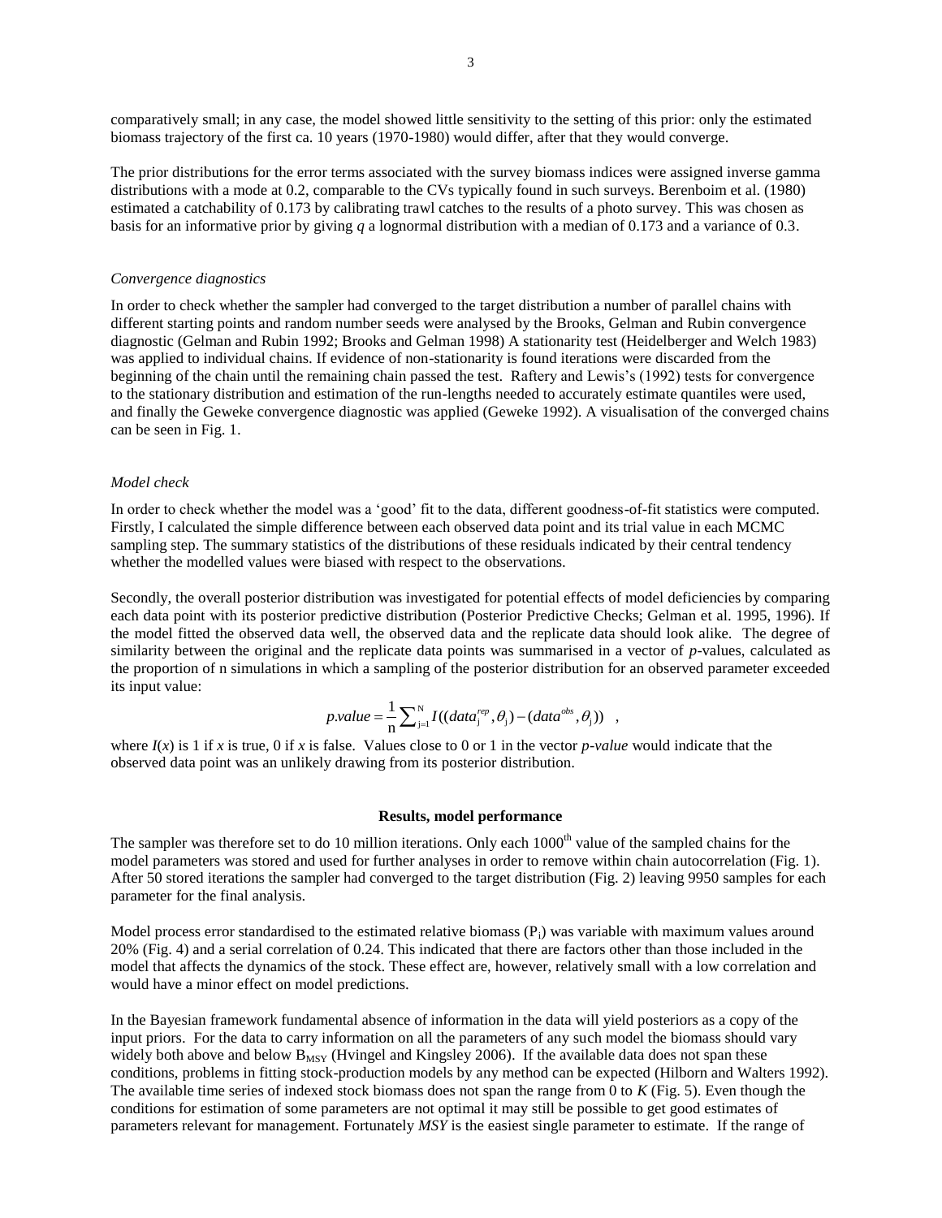comparatively small; in any case, the model showed little sensitivity to the setting of this prior: only the estimated biomass trajectory of the first ca. 10 years (1970-1980) would differ, after that they would converge.

The prior distributions for the error terms associated with the survey biomass indices were assigned inverse gamma distributions with a mode at 0.2, comparable to the CVs typically found in such surveys. Berenboim et al. (1980) estimated a catchability of 0.173 by calibrating trawl catches to the results of a photo survey. This was chosen as basis for an informative prior by giving $q$ a lognormal distribution with a median of 0.173 and a variance of 0.3.

*Convergence diagnostics*

In order to check whether the sampler had converged to the target distribution a number of parallel chains with different starting points and random number seeds were analysed by the Brooks, Gelman and Rubin convergence diagnostic (Gelman and Rubin 1992; Brooks and Gelman 1998) A stationarity test (Heidelberger and Welch 1983) was applied to individual chains. If evidence of non-stationarity is found iterations were discarded from the beginning of the chain until the remaining chain passed the test. Raftery and Lewis's (1992) tests for convergence to the stationary distribution and estimation of the run-lengths needed to accurately estimate quantiles were used, and finally the Geweke convergence diagnostic was applied (Geweke 1992). A visualisation of the converged chains can be seen in Fig. 1.

*Model check*

In order to check whether the model was a 'good' fit to the data, different goodness-of-fit statistics were computed. Firstly, I calculated the simple difference between each observed data point and its trial value in each MCMC sampling step. The summary statistics of the distributions of these residuals indicated by their central tendency whether the modelled values were biased with respect to the observations.

Secondly, the overall posterior distribution was investigated for potential effects of model deficiencies by comparing each data point with its posterior predictive distribution (Posterior Predictive Checks; Gelman et al. 1995, 1996). If the model fitted the observed data well, the observed data and the replicate data should look alike. The degree of similarity between the original and the replicate data points was summarised in a vector of *p*-values, calculated as the proportion of n simulations in which a sampling of the posterior distribution for an observed parameter exceeded its input value:

$$p.value = \frac{1}{\mathrm{n}} \sum_{j=1}^{N} I((data_j^{rep}, \theta_j) - (data^{obs}, \theta_j)) \quad ,$$

where $I(x)$ is 1 if $x$ is true, 0 if $x$ is false. Values close to 0 or 1 in the vector *p-value* would indicate that the observed data point was an unlikely drawing from its posterior distribution.

**Results, model performance**

The sampler was therefore set to do 10 million iterations. Only each $1000^{th}$ value of the sampled chains for the model parameters was stored and used for further analyses in order to remove within chain autocorrelation (Fig. 1). After 50 stored iterations the sampler had converged to the target distribution (Fig. 2) leaving 9950 samples for each parameter for the final analysis.

Model process error standardised to the estimated relative biomass ($P_i$) was variable with maximum values around 20% (Fig. 4) and a serial correlation of 0.24. This indicated that there are factors other than those included in the model that affects the dynamics of the stock. These effect are, however, relatively small with a low correlation and would have a minor effect on model predictions.

In the Bayesian framework fundamental absence of information in the data will yield posteriors as a copy of the input priors. For the data to carry information on all the parameters of any such model the biomass should vary widely both above and below $B_{MSY}$ (Hvingel and Kingsley 2006). If the available data does not span these conditions, problems in fitting stock-production models by any method can be expected (Hilborn and Walters 1992). The available time series of indexed stock biomass does not span the range from 0 to $K$ (Fig. 5). Even though the conditions for estimation of some parameters are not optimal it may still be possible to get good estimates of parameters relevant for management. Fortunately *MSY* is the easiest single parameter to estimate. If the range of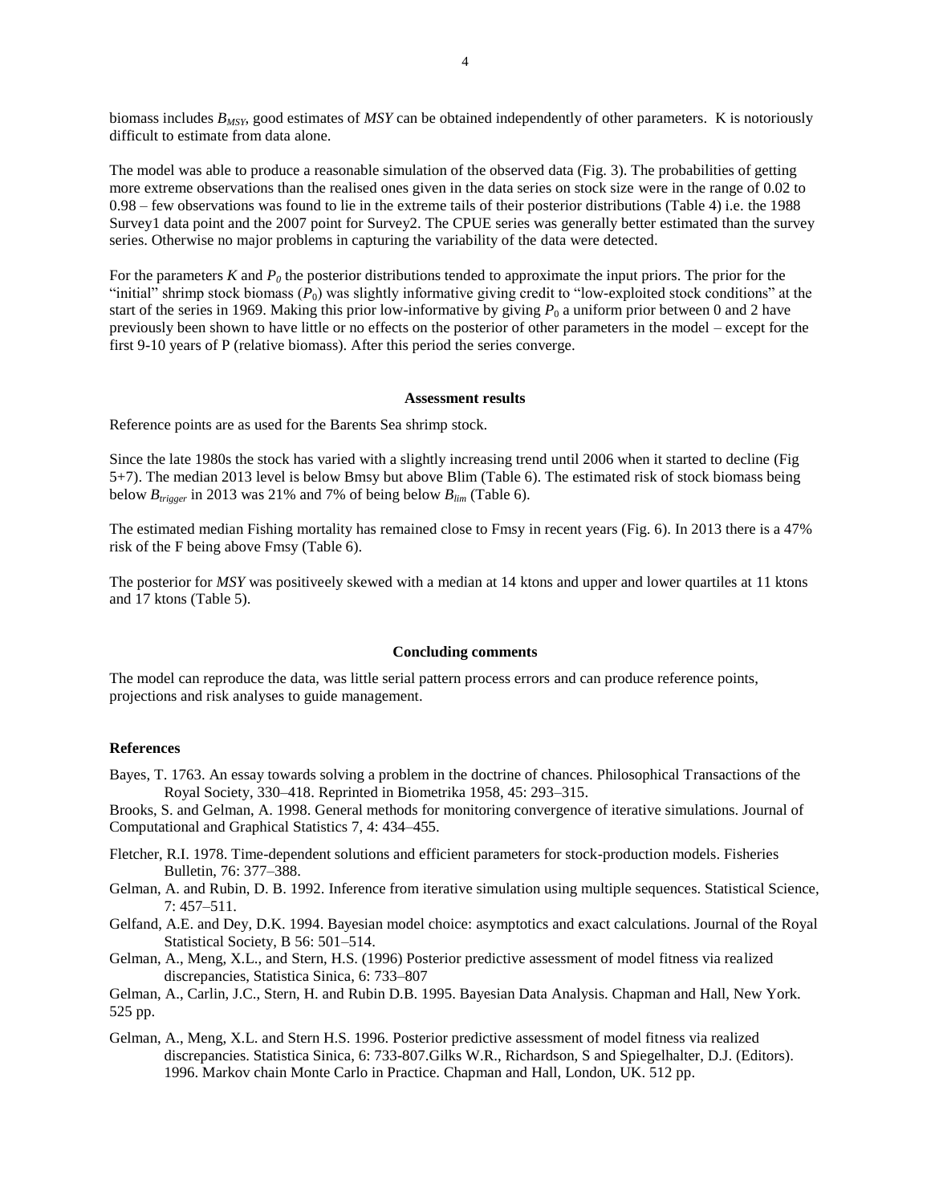biomass includes $B_{MSY}$, good estimates of *MSY* can be obtained independently of other parameters. K is notoriously difficult to estimate from data alone.

The model was able to produce a reasonable simulation of the observed data (Fig. 3). The probabilities of getting more extreme observations than the realised ones given in the data series on stock size were in the range of 0.02 to 0.98 – few observations was found to lie in the extreme tails of their posterior distributions (Table 4) i.e. the 1988 Survey1 data point and the 2007 point for Survey2. The CPUE series was generally better estimated than the survey series. Otherwise no major problems in capturing the variability of the data were detected.

For the parameters *K* and $P_0$ the posterior distributions tended to approximate the input priors. The prior for the "initial" shrimp stock biomass ($P_0$) was slightly informative giving credit to "low-exploited stock conditions" at the start of the series in 1969. Making this prior low-informative by giving $P_0$ a uniform prior between 0 and 2 have previously been shown to have little or no effects on the posterior of other parameters in the model – except for the first 9-10 years of P (relative biomass). After this period the series converge.

## Assessment results

Reference points are as used for the Barents Sea shrimp stock.

Since the late 1980s the stock has varied with a slightly increasing trend until 2006 when it started to decline (Fig 5+7). The median 2013 level is below Bmsy but above Blim (Table 6). The estimated risk of stock biomass being below $B_{trigger}$ in 2013 was 21% and 7% of being below $B_{lim}$ (Table 6).

The estimated median Fishing mortality has remained close to Fmsy in recent years (Fig. 6). In 2013 there is a 47% risk of the F being above Fmsy (Table 6).

The posterior for *MSY* was positiveely skewed with a median at 14 ktons and upper and lower quartiles at 11 ktons and 17 ktons (Table 5).

## Concluding comments

The model can reproduce the data, was little serial pattern process errors and can produce reference points, projections and risk analyses to guide management.

## References

Bayes, T. 1763. An essay towards solving a problem in the doctrine of chances. Philosophical Transactions of the Royal Society, 330–418. Reprinted in Biometrika 1958, 45: 293–315.

Brooks, S. and Gelman, A. 1998. General methods for monitoring convergence of iterative simulations. Journal of Computational and Graphical Statistics 7, 4: 434–455.

Fletcher, R.I. 1978. Time-dependent solutions and efficient parameters for stock-production models. Fisheries Bulletin, 76: 377–388.

Gelman, A. and Rubin, D. B. 1992. Inference from iterative simulation using multiple sequences. Statistical Science, 7: 457–511.

Gelfand, A.E. and Dey, D.K. 1994. Bayesian model choice: asymptotics and exact calculations. Journal of the Royal Statistical Society, B 56: 501–514.

Gelman, A., Meng, X.L., and Stern, H.S. (1996) Posterior predictive assessment of model fitness via realized discrepancies, Statistica Sinica, 6: 733–807

Gelman, A., Carlin, J.C., Stern, H. and Rubin D.B. 1995. Bayesian Data Analysis. Chapman and Hall, New York. 525 pp.

Gelman, A., Meng, X.L. and Stern H.S. 1996. Posterior predictive assessment of model fitness via realized discrepancies. Statistica Sinica, 6: 733-807.Gilks W.R., Richardson, S and Spiegelhalter, D.J. (Editors). 1996. Markov chain Monte Carlo in Practice. Chapman and Hall, London, UK. 512 pp.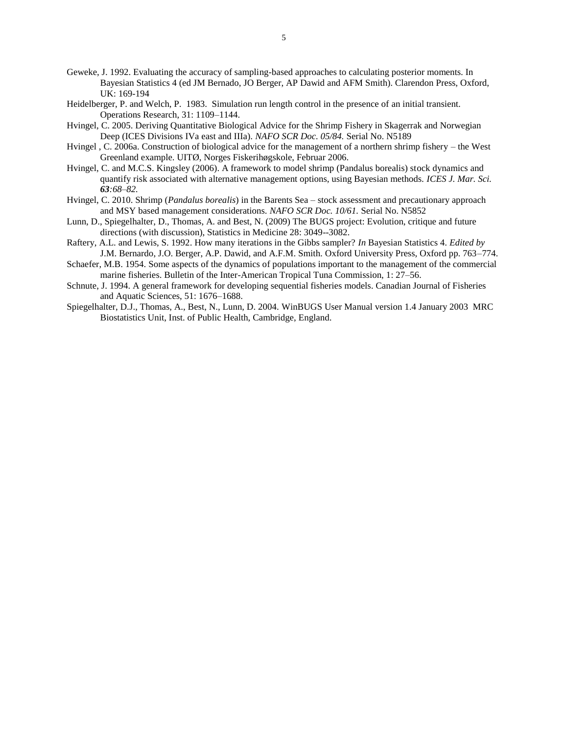Geweke, J. 1992. Evaluating the accuracy of sampling-based approaches to calculating posterior moments. In Bayesian Statistics 4 (ed JM Bernado, JO Berger, AP Dawid and AFM Smith). Clarendon Press, Oxford, UK: 169-194

Heidelberger, P. and Welch, P. 1983. Simulation run length control in the presence of an initial transient. Operations Research, 31: 1109–1144.

Hvingel, C. 2005. Deriving Quantitative Biological Advice for the Shrimp Fishery in Skagerrak and Norwegian Deep (ICES Divisions IVa east and IIIa). *NAFO SCR Doc. 05/84.* Serial No. N5189

Hvingel , C. 2006a. Construction of biological advice for the management of a northern shrimp fishery – the West Greenland example. UITØ, Norges Fiskerihøgskole, Februar 2006.

Hvingel, C. and M.C.S. Kingsley (2006). A framework to model shrimp (Pandalus borealis) stock dynamics and quantify risk associated with alternative management options, using Bayesian methods. *ICES J. Mar. Sci.* ***63****:68–82.*

Hvingel, C. 2010. Shrimp (*Pandalus borealis*) in the Barents Sea – stock assessment and precautionary approach and MSY based management considerations. *NAFO SCR Doc. 10/61.* Serial No. N5852

Lunn, D., Spiegelhalter, D., Thomas, A. and Best, N. (2009) The BUGS project: Evolution, critique and future directions (with discussion), Statistics in Medicine 28: 3049--3082.

Raftery, A.L. and Lewis, S. 1992. How many iterations in the Gibbs sampler? *In* Bayesian Statistics 4. *Edited by* J.M. Bernardo, J.O. Berger, A.P. Dawid, and A.F.M. Smith. Oxford University Press, Oxford pp. 763–774.

Schaefer, M.B. 1954. Some aspects of the dynamics of populations important to the management of the commercial marine fisheries. Bulletin of the Inter-American Tropical Tuna Commission, 1: 27–56.

Schnute, J. 1994. A general framework for developing sequential fisheries models. Canadian Journal of Fisheries and Aquatic Sciences, 51: 1676–1688.

Spiegelhalter, D.J., Thomas, A., Best, N., Lunn, D. 2004. WinBUGS User Manual version 1.4 January 2003 MRC Biostatistics Unit, Inst. of Public Health, Cambridge, England.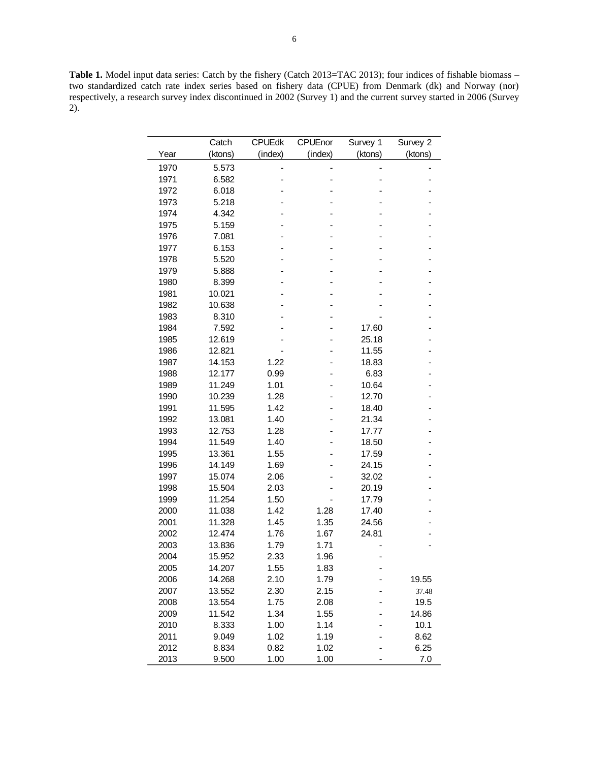**Table 1.** Model input data series: Catch by the fishery (Catch 2013=TAC 2013); four indices of fishable biomass – two standardized catch rate index series based on fishery data (CPUE) from Denmark (dk) and Norway (nor) respectively, a research survey index discontinued in 2002 (Survey 1) and the current survey started in 2006 (Survey 2).

| Year | Catch (ktons) | CPUEdk (index) | CPUEnor (index) | Survey 1 (ktons) | Survey 2 (ktons) |
|---|---|---|---|---|---|
| 1970 | 5.573 | - | - | - | - |
| 1971 | 6.582 | - | - | - | - |
| 1972 | 6.018 | - | - | - | - |
| 1973 | 5.218 | - | - | - | - |
| 1974 | 4.342 | - | - | - | - |
| 1975 | 5.159 | - | - | - | - |
| 1976 | 7.081 | - | - | - | - |
| 1977 | 6.153 | - | - | - | - |
| 1978 | 5.520 | - | - | - | - |
| 1979 | 5.888 | - | - | - | - |
| 1980 | 8.399 | - | - | - | - |
| 1981 | 10.021 | - | - | - | - |
| 1982 | 10.638 | - | - | - | - |
| 1983 | 8.310 | - | - | - | - |
| 1984 | 7.592 | - | - | 17.60 | - |
| 1985 | 12.619 | - | - | 25.18 | - |
| 1986 | 12.821 | - | - | 11.55 | - |
| 1987 | 14.153 | 1.22 | - | 18.83 | - |
| 1988 | 12.177 | 0.99 | - | 6.83 | - |
| 1989 | 11.249 | 1.01 | - | 10.64 | - |
| 1990 | 10.239 | 1.28 | - | 12.70 | - |
| 1991 | 11.595 | 1.42 | - | 18.40 | - |
| 1992 | 13.081 | 1.40 | - | 21.34 | - |
| 1993 | 12.753 | 1.28 | - | 17.77 | - |
| 1994 | 11.549 | 1.40 | - | 18.50 | - |
| 1995 | 13.361 | 1.55 | - | 17.59 | - |
| 1996 | 14.149 | 1.69 | - | 24.15 | - |
| 1997 | 15.074 | 2.06 | - | 32.02 | - |
| 1998 | 15.504 | 2.03 | - | 20.19 | - |
| 1999 | 11.254 | 1.50 | - | 17.79 | - |
| 2000 | 11.038 | 1.42 | 1.28 | 17.40 | - |
| 2001 | 11.328 | 1.45 | 1.35 | 24.56 | - |
| 2002 | 12.474 | 1.76 | 1.67 | 24.81 | - |
| 2003 | 13.836 | 1.79 | 1.71 | - | - |
| 2004 | 15.952 | 2.33 | 1.96 | - | |
| 2005 | 14.207 | 1.55 | 1.83 | - | |
| 2006 | 14.268 | 2.10 | 1.79 | - | 19.55 |
| 2007 | 13.552 | 2.30 | 2.15 | - | 37.48 |
| 2008 | 13.554 | 1.75 | 2.08 | - | 19.5 |
| 2009 | 11.542 | 1.34 | 1.55 | - | 14.86 |
| 2010 | 8.333 | 1.00 | 1.14 | - | 10.1 |
| 2011 | 9.049 | 1.02 | 1.19 | - | 8.62 |
| 2012 | 8.834 | 0.82 | 1.02 | - | 6.25 |
| 2013 | 9.500 | 1.00 | 1.00 | - | 7.0 |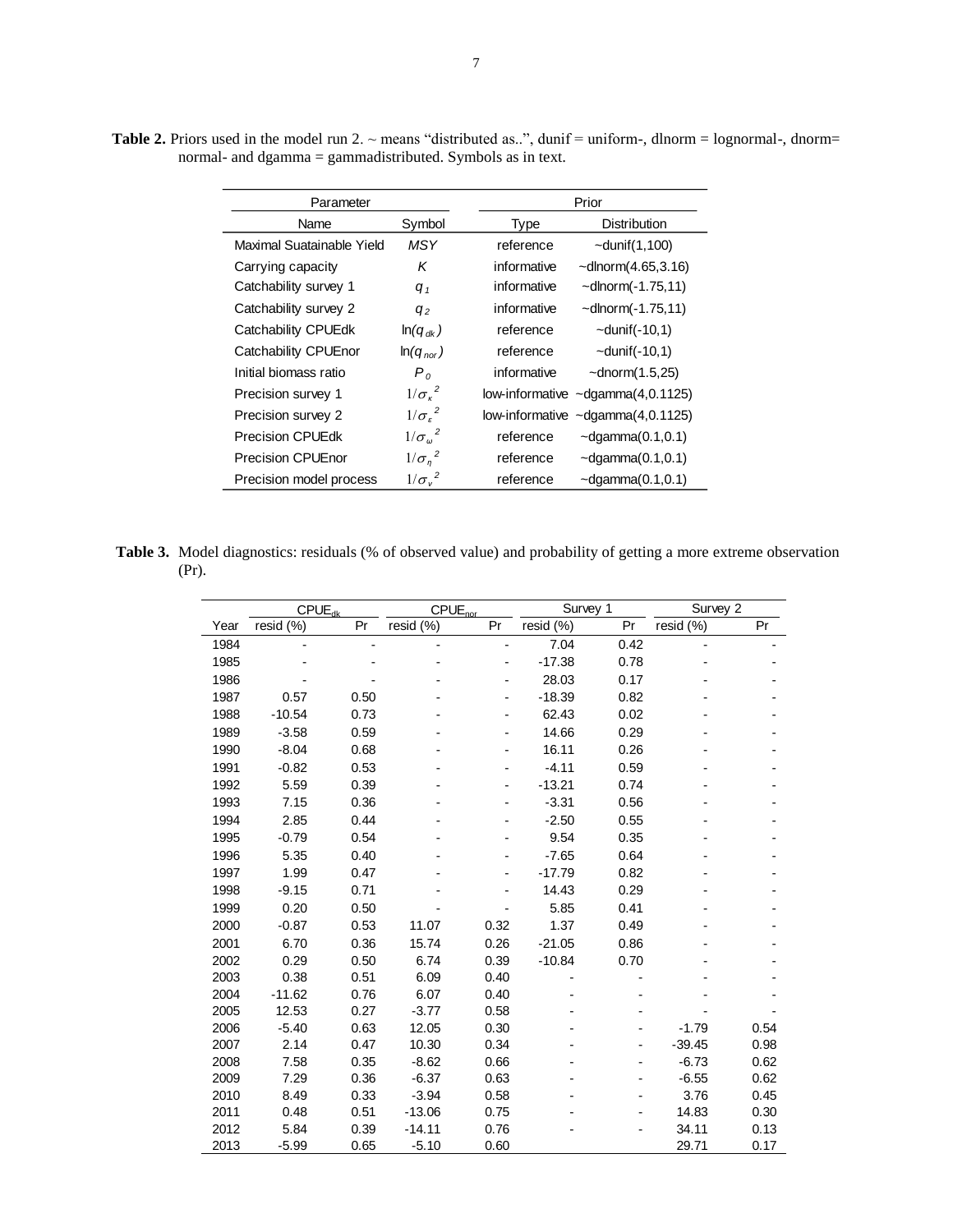**Table 2.** Priors used in the model run 2. ~ means "distributed as..", dunif = uniform-, dlnorm = lognormal-, dnorm= normal- and dgamma = gammadistributed. Symbols as in text.

| Parameter | | Prior | |
|---|---|---|---|
| Name | Symbol | Type | Distribution |
| Maximal Suatainable Yield | $MSY$ | reference | ~dunif(1,100) |
| Carrying capacity | $K$ | informative | ~dlnorm(4.65,3.16) |
| Catchability survey 1 | $q_1$ | informative | ~dlnorm(-1.75,11) |
| Catchability survey 2 | $q_2$ | informative | ~dlnorm(-1.75,11) |
| Catchability CPUEdk | $\ln(q_{dk})$ | reference | ~dunif(-10,1) |
| Catchability CPUEnor | $\ln(q_{nor})$ | reference | ~dunif(-10,1) |
| Initial biomass ratio | $P_0$ | informative | ~dnorm(1.5,25) |
| Precision survey 1 | $1/\sigma_\kappa^{\ 2}$ | low-informative | ~dgamma(4,0.1125) |
| Precision survey 2 | $1/\sigma_\varepsilon^{\ 2}$ | low-informative | ~dgamma(4,0.1125) |
| Precision CPUEdk | $1/\sigma_\omega^{\ 2}$ | reference | ~dgamma(0.1,0.1) |
| Precision CPUEnor | $1/\sigma_\eta^{\ 2}$ | reference | ~dgamma(0.1,0.1) |
| Precision model process | $1/\sigma_\nu^{\ 2}$ | reference | ~dgamma(0.1,0.1) |

**Table 3.** Model diagnostics: residuals (% of observed value) and probability of getting a more extreme observation (Pr).

| | $CPUE_{dk}$ | | $CPUE_{nor}$ | | Survey 1 | | Survey 2 | |
|---|---|---|---|---|---|---|---|---|
| Year | resid (%) | Pr | resid (%) | Pr | resid (%) | Pr | resid (%) | Pr |
| 1984 | - | - | - | - | 7.04 | 0.42 | - | - |
| 1985 | - | - | - | - | -17.38 | 0.78 | - | - |
| 1986 | - | - | - | - | 28.03 | 0.17 | - | - |
| 1987 | 0.57 | 0.50 | - | - | -18.39 | 0.82 | - | - |
| 1988 | -10.54 | 0.73 | - | - | 62.43 | 0.02 | - | - |
| 1989 | -3.58 | 0.59 | - | - | 14.66 | 0.29 | - | - |
| 1990 | -8.04 | 0.68 | - | - | 16.11 | 0.26 | - | - |
| 1991 | -0.82 | 0.53 | - | - | -4.11 | 0.59 | - | - |
| 1992 | 5.59 | 0.39 | - | - | -13.21 | 0.74 | - | - |
| 1993 | 7.15 | 0.36 | - | - | -3.31 | 0.56 | - | - |
| 1994 | 2.85 | 0.44 | - | - | -2.50 | 0.55 | - | - |
| 1995 | -0.79 | 0.54 | - | - | 9.54 | 0.35 | - | - |
| 1996 | 5.35 | 0.40 | - | - | -7.65 | 0.64 | - | - |
| 1997 | 1.99 | 0.47 | - | - | -17.79 | 0.82 | - | - |
| 1998 | -9.15 | 0.71 | - | - | 14.43 | 0.29 | - | - |
| 1999 | 0.20 | 0.50 | - | - | 5.85 | 0.41 | - | - |
| 2000 | -0.87 | 0.53 | 11.07 | 0.32 | 1.37 | 0.49 | - | - |
| 2001 | 6.70 | 0.36 | 15.74 | 0.26 | -21.05 | 0.86 | - | - |
| 2002 | 0.29 | 0.50 | 6.74 | 0.39 | -10.84 | 0.70 | - | - |
| 2003 | 0.38 | 0.51 | 6.09 | 0.40 | - | - | - | - |
| 2004 | -11.62 | 0.76 | 6.07 | 0.40 | - | - | - | - |
| 2005 | 12.53 | 0.27 | -3.77 | 0.58 | - | - | - | - |
| 2006 | -5.40 | 0.63 | 12.05 | 0.30 | - | - | -1.79 | 0.54 |
| 2007 | 2.14 | 0.47 | 10.30 | 0.34 | - | - | -39.45 | 0.98 |
| 2008 | 7.58 | 0.35 | -8.62 | 0.66 | - | - | -6.73 | 0.62 |
| 2009 | 7.29 | 0.36 | -6.37 | 0.63 | - | - | -6.55 | 0.62 |
| 2010 | 8.49 | 0.33 | -3.94 | 0.58 | - | - | 3.76 | 0.45 |
| 2011 | 0.48 | 0.51 | -13.06 | 0.75 | - | - | 14.83 | 0.30 |
| 2012 | 5.84 | 0.39 | -14.11 | 0.76 | - | - | 34.11 | 0.13 |
| 2013 | -5.99 | 0.65 | -5.10 | 0.60 | | | 29.71 | 0.17 |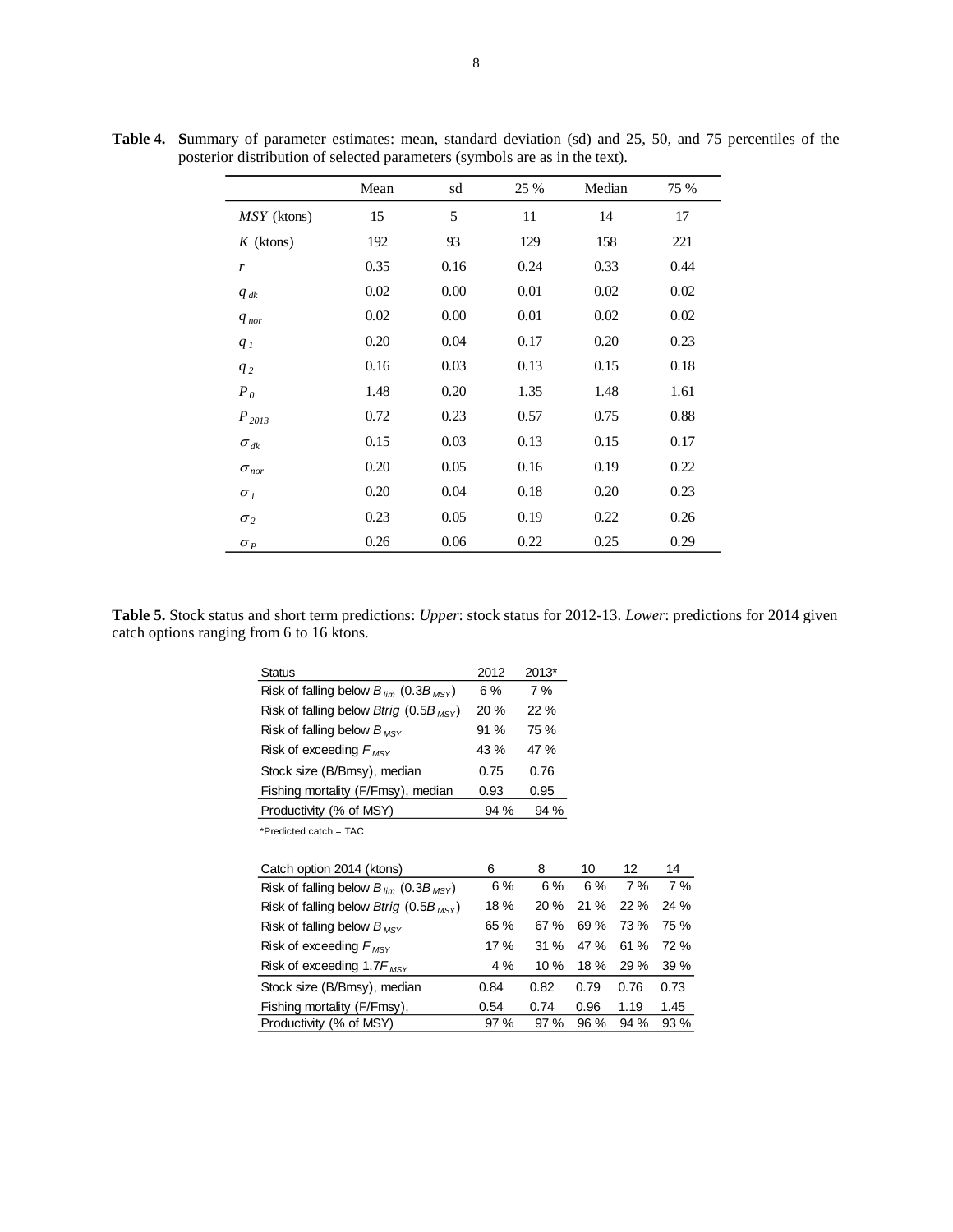**Table 4.** **S**ummary of parameter estimates: mean, standard deviation (sd) and 25, 50, and 75 percentiles of the posterior distribution of selected parameters (symbols are as in the text).

| | Mean | sd | 25 % | Median | 75 % |
|---|---|---|---|---|---|
| $MSY$ (ktons) | 15 | 5 | 11 | 14 | 17 |
| $K$ (ktons) | 192 | 93 | 129 | 158 | 221 |
| $r$ | 0.35 | 0.16 | 0.24 | 0.33 | 0.44 |
| $q_{dk}$ | 0.02 | 0.00 | 0.01 | 0.02 | 0.02 |
| $q_{nor}$ | 0.02 | 0.00 | 0.01 | 0.02 | 0.02 |
| $q_1$ | 0.20 | 0.04 | 0.17 | 0.20 | 0.23 |
| $q_2$ | 0.16 | 0.03 | 0.13 | 0.15 | 0.18 |
| $P_0$ | 1.48 | 0.20 | 1.35 | 1.48 | 1.61 |
| $P_{2013}$ | 0.72 | 0.23 | 0.57 | 0.75 | 0.88 |
| $\sigma_{dk}$ | 0.15 | 0.03 | 0.13 | 0.15 | 0.17 |
| $\sigma_{nor}$ | 0.20 | 0.05 | 0.16 | 0.19 | 0.22 |
| $\sigma_1$ | 0.20 | 0.04 | 0.18 | 0.20 | 0.23 |
| $\sigma_2$ | 0.23 | 0.05 | 0.19 | 0.22 | 0.26 |
| $\sigma_P$ | 0.26 | 0.06 | 0.22 | 0.25 | 0.29 |

**Table 5.** Stock status and short term predictions: *Upper*: stock status for 2012-13. *Lower*: predictions for 2014 given catch options ranging from 6 to 16 ktons.

| Status | 2012 | 2013* |
|---|---|---|
| Risk of falling below $B_{lim}$ ($0.3B_{MSY}$) | 6 % | 7 % |
| Risk of falling below *Btrig* ($0.5B_{MSY}$) | 20 % | 22 % |
| Risk of falling below $B_{MSY}$ | 91 % | 75 % |
| Risk of exceeding $F_{MSY}$ | 43 % | 47 % |
| Stock size (B/Bmsy), median | 0.75 | 0.76 |
| Fishing mortality (F/Fmsy), median | 0.93 | 0.95 |
| Productivity (% of MSY) | 94 % | 94 % |

*Predicted catch = TAC

| Catch option 2014 (ktons) | 6 | 8 | 10 | 12 | 14 |
|---|---|---|---|---|---|
| Risk of falling below $B_{lim}$ ($0.3B_{MSY}$) | 6 % | 6 % | 6 % | 7 % | 7 % |
| Risk of falling below *Btrig* ($0.5B_{MSY}$) | 18 % | 20 % | 21 % | 22 % | 24 % |
| Risk of falling below $B_{MSY}$ | 65 % | 67 % | 69 % | 73 % | 75 % |
| Risk of exceeding $F_{MSY}$ | 17 % | 31 % | 47 % | 61 % | 72 % |
| Risk of exceeding $1.7F_{MSY}$ | 4 % | 10 % | 18 % | 29 % | 39 % |
| Stock size (B/Bmsy), median | 0.84 | 0.82 | 0.79 | 0.76 | 0.73 |
| Fishing mortality (F/Fmsy), | 0.54 | 0.74 | 0.96 | 1.19 | 1.45 |
| Productivity (% of MSY) | 97 % | 97 % | 96 % | 94 % | 93 % |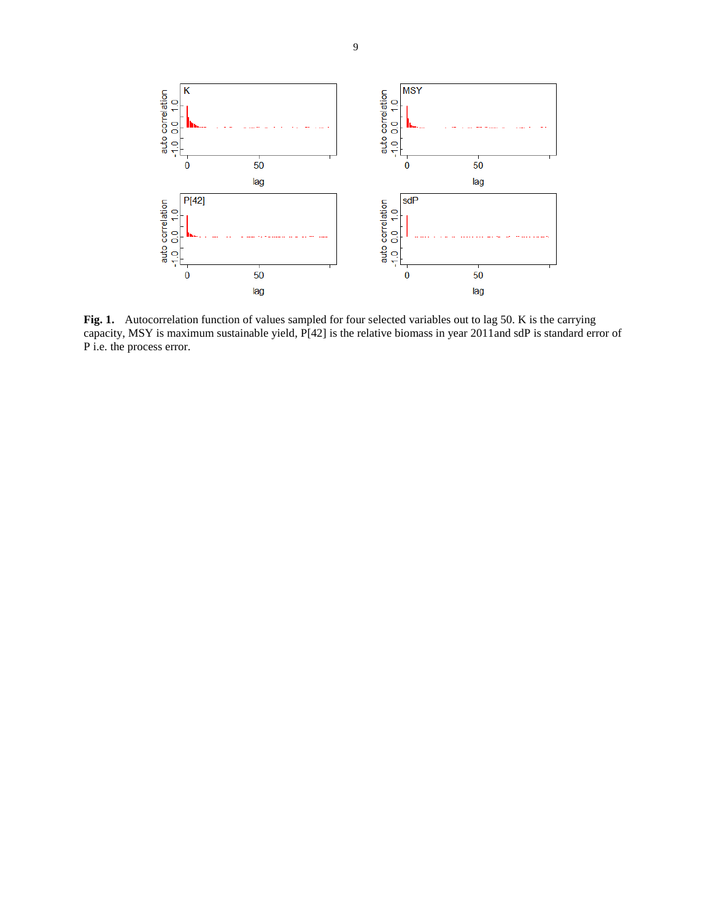**Fig. 1.** Autocorrelation function of values sampled for four selected variables out to lag 50. K is the carrying capacity, MSY is maximum sustainable yield, P[42] is the relative biomass in year 2011and sdP is standard error of P i.e. the process error.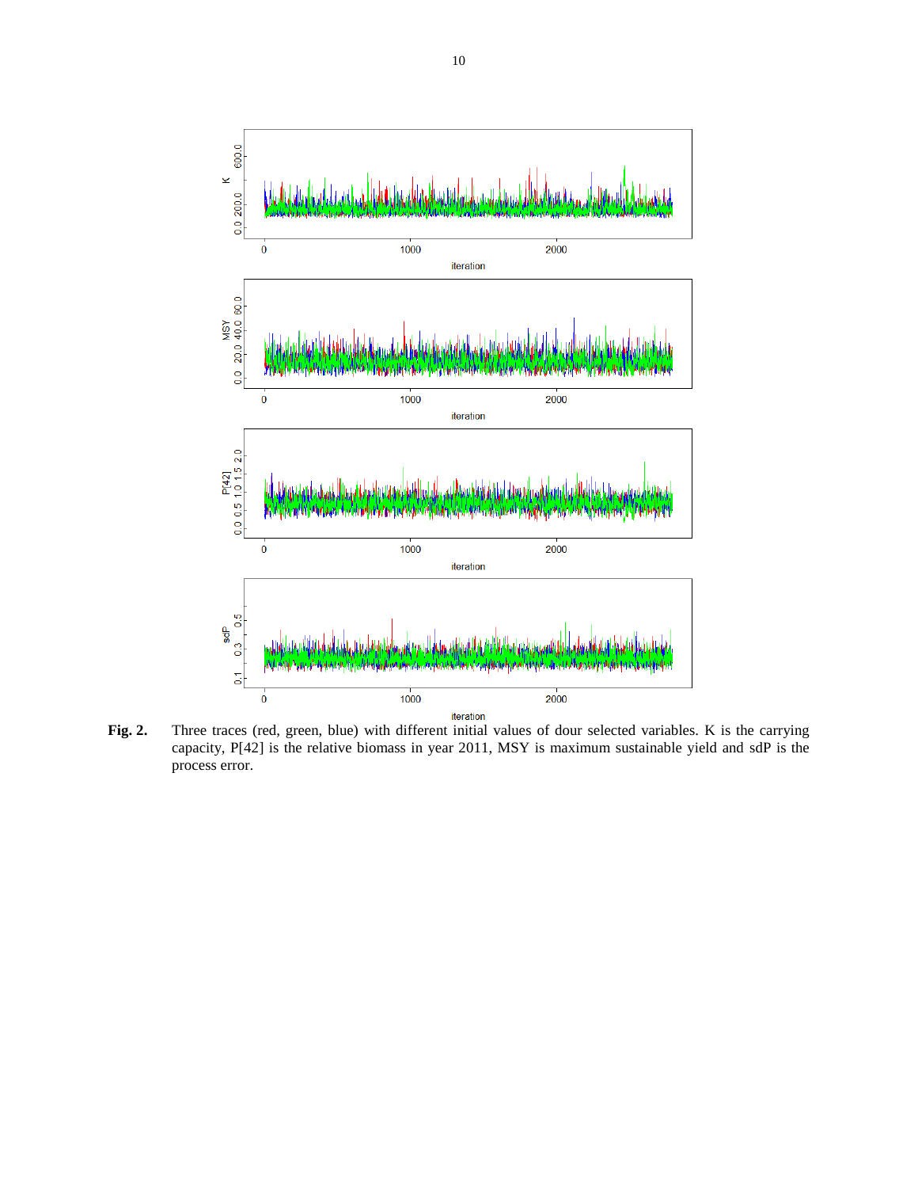**Fig. 2.** Three traces (red, green, blue) with different initial values of dour selected variables. K is the carrying capacity, P[42] is the relative biomass in year 2011, MSY is maximum sustainable yield and sdP is the process error.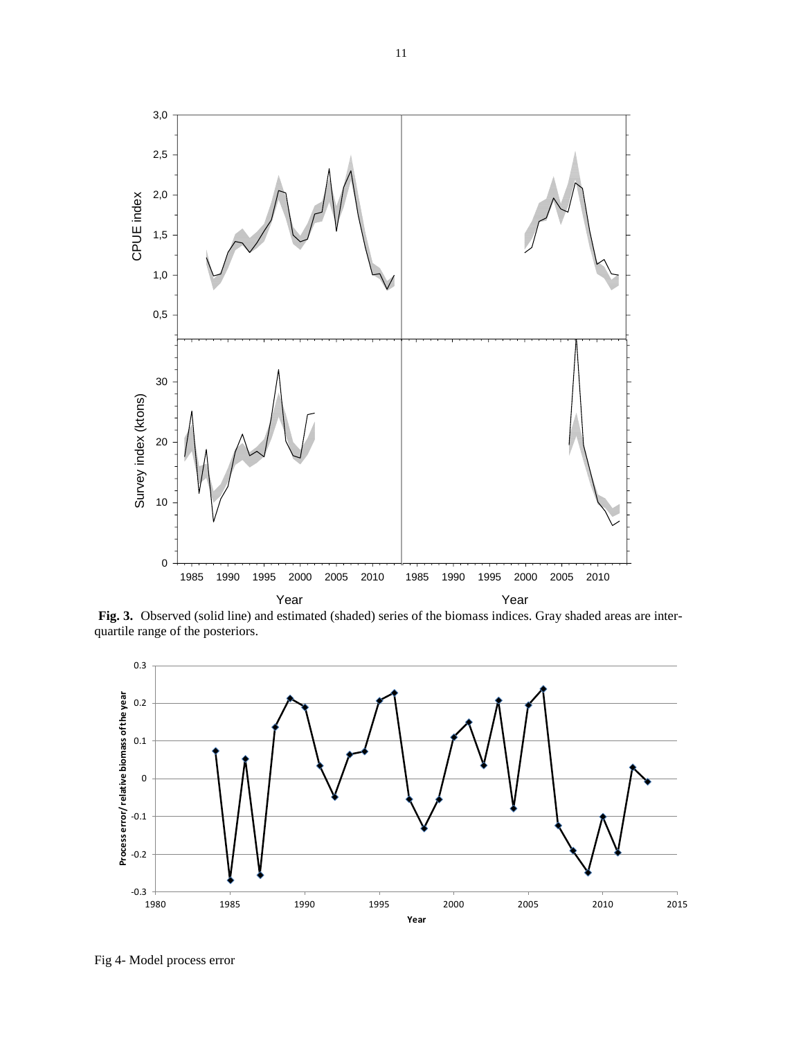**Fig. 3.** Observed (solid line) and estimated (shaded) series of the biomass indices. Gray shaded areas are inter-quartile range of the posteriors.

Fig 4- Model process error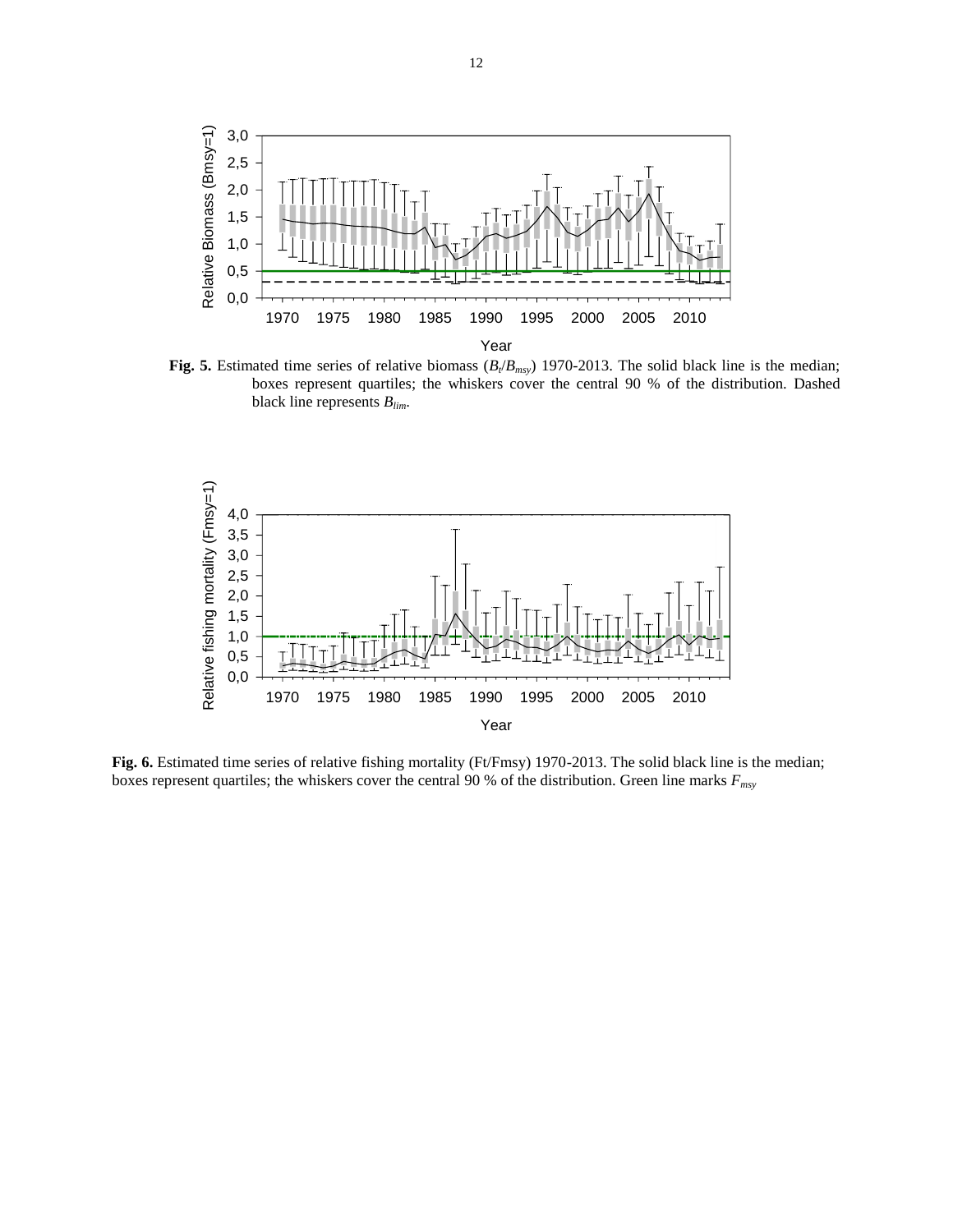**Fig. 5.** Estimated time series of relative biomass ($B_t/B_{msy}$) 1970-2013. The solid black line is the median; boxes represent quartiles; the whiskers cover the central 90 % of the distribution. Dashed black line represents $B_{lim}$.

**Fig. 6.** Estimated time series of relative fishing mortality (Ft/Fmsy) 1970-2013. The solid black line is the median; boxes represent quartiles; the whiskers cover the central 90 % of the distribution. Green line marks $F_{msy}$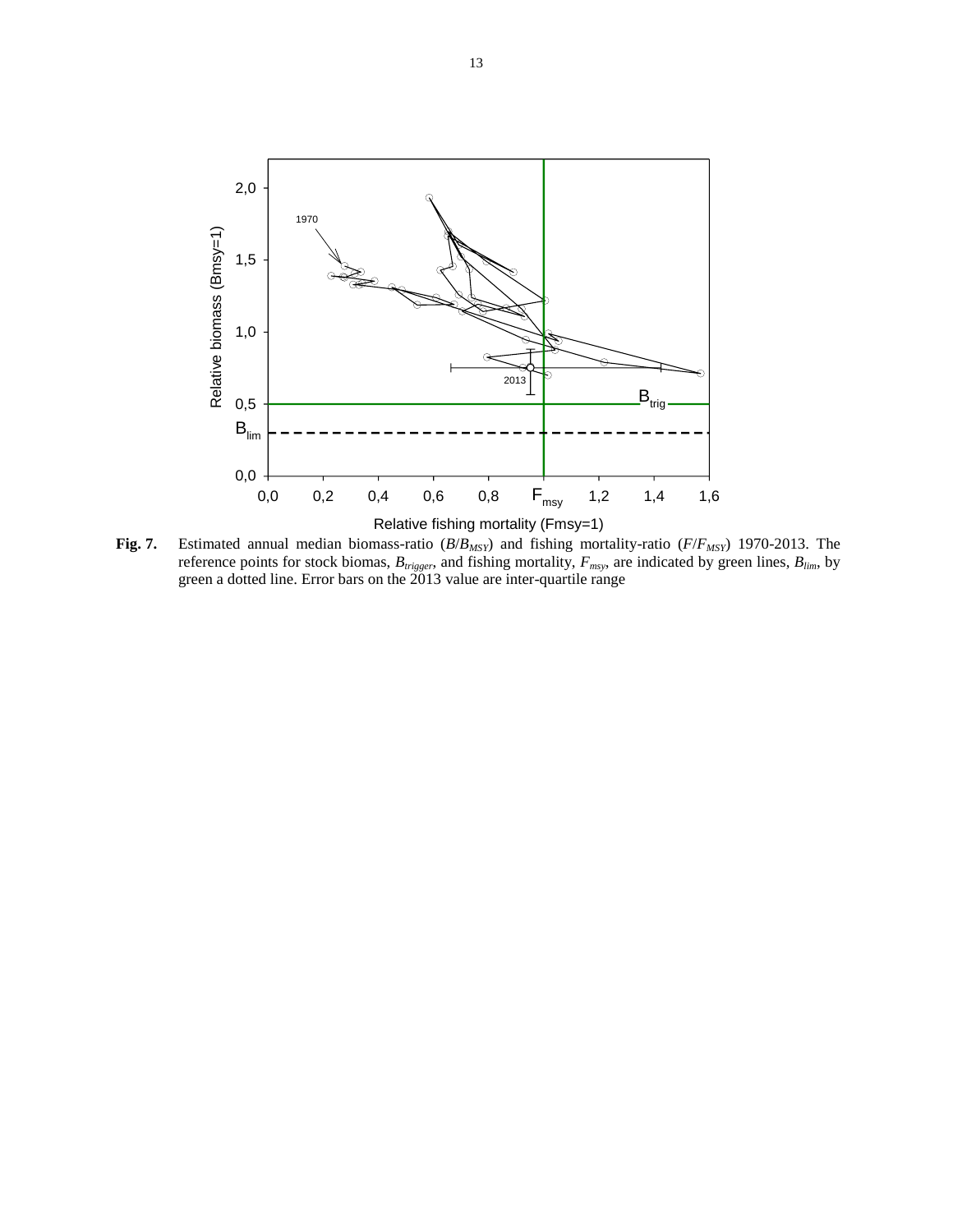Relative biomass (Bmsy=1)

2,0

1,5

1,0

0,5

0,0

1970

2013

$B_{trig}$

$B_{lim}$

0,0 0,2 0,4 0,6 0,8 $F_{msy}$ 1,2 1,4 1,6

Relative fishing mortality (Fmsy=1)

**Fig. 7.** Estimated annual median biomass-ratio ($B/B_{MSY}$) and fishing mortality-ratio ($F/F_{MSY}$) 1970-2013. The reference points for stock biomas, $B_{trigger}$, and fishing mortality, $F_{msy}$, are indicated by green lines, $B_{lim}$, by green a dotted line. Error bars on the 2013 value are inter-quartile range